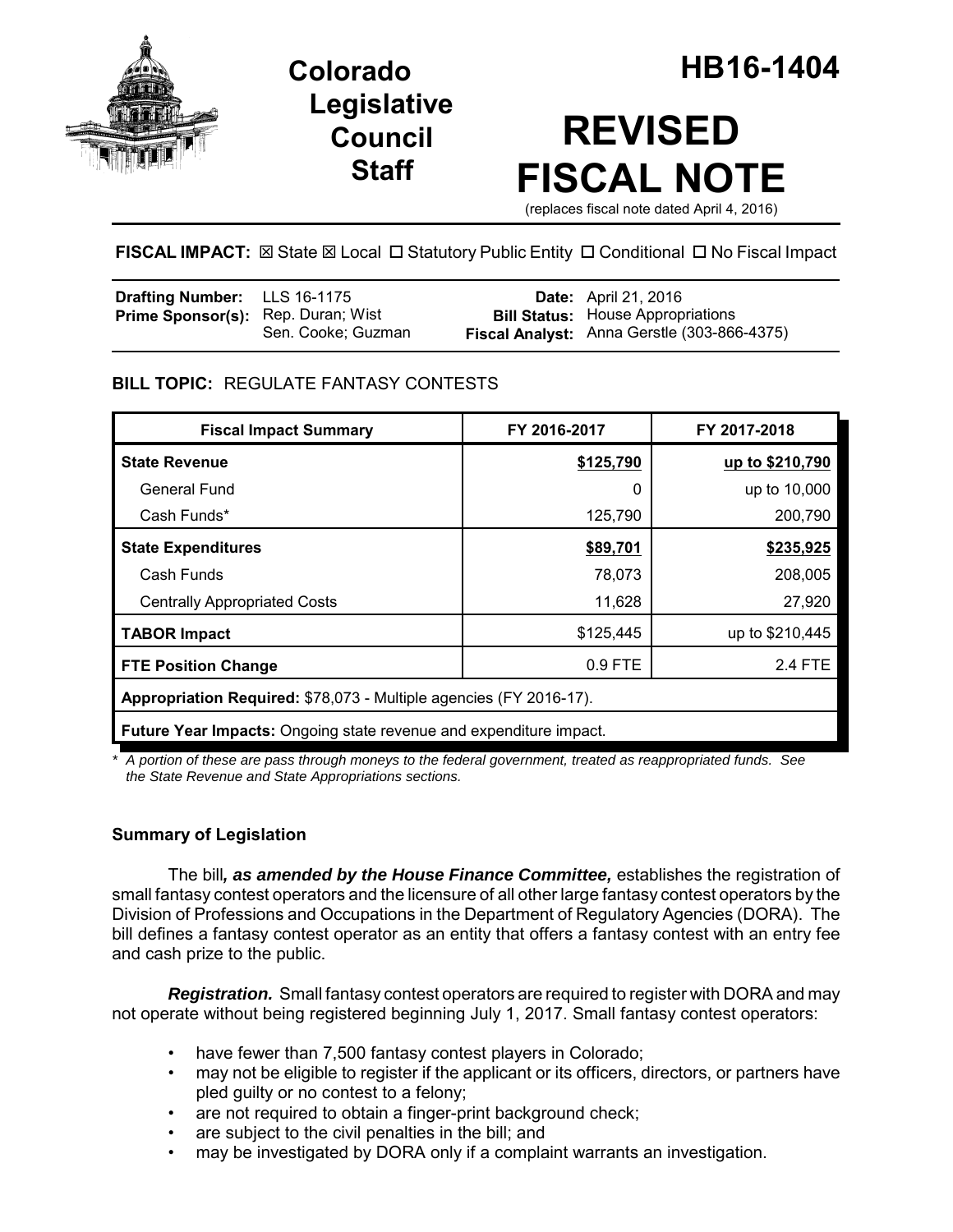# Colorado Legislative Council Staff

# HB16-1404

# REVISED FISCAL NOTE

(replaces fiscal note dated April 4, 2016)

**FISCAL IMPACT:** ☒ State ☒ Local ☐ Statutory Public Entity ☐ Conditional ☐ No Fiscal Impact

| | | | |
|---|---|---|---|
| **Drafting Number:** | LLS 16-1175 | **Date:** | April 21, 2016 |
| **Prime Sponsor(s):** | Rep. Duran; Wist<br>Sen. Cooke; Guzman | **Bill Status:** | House Appropriations |
| | | **Fiscal Analyst:** | Anna Gerstle (303-866-4375) |

**BILL TOPIC:** REGULATE FANTASY CONTESTS

| Fiscal Impact Summary | FY 2016-2017 | FY 2017-2018 |
|---|---|---|
| **State Revenue** | **$125,790** | **up to $210,790** |
| General Fund | 0 | up to 10,000 |
| Cash Funds* | 125,790 | 200,790 |
| **State Expenditures** | **$89,701** | **$235,925** |
| Cash Funds | 78,073 | 208,005 |
| Centrally Appropriated Costs | 11,628 | 27,920 |
| **TABOR Impact** | $125,445 | up to $210,445 |
| **FTE Position Change** | 0.9 FTE | 2.4 FTE |
| **Appropriation Required:** $78,073 - Multiple agencies (FY 2016-17). | | |
| **Future Year Impacts:** Ongoing state revenue and expenditure impact. | | |

*\* A portion of these are pass through moneys to the federal government, treated as reappropriated funds. See the State Revenue and State Appropriations sections.*

### Summary of Legislation

The bill***, as amended by the House Finance Committee,*** establishes the registration of small fantasy contest operators and the licensure of all other large fantasy contest operators by the Division of Professions and Occupations in the Department of Regulatory Agencies (DORA). The bill defines a fantasy contest operator as an entity that offers a fantasy contest with an entry fee and cash prize to the public.

***Registration.*** Small fantasy contest operators are required to register with DORA and may not operate without being registered beginning July 1, 2017. Small fantasy contest operators:

- have fewer than 7,500 fantasy contest players in Colorado;
- may not be eligible to register if the applicant or its officers, directors, or partners have pled guilty or no contest to a felony;
- are not required to obtain a finger-print background check;
- are subject to the civil penalties in the bill; and
- may be investigated by DORA only if a complaint warrants an investigation.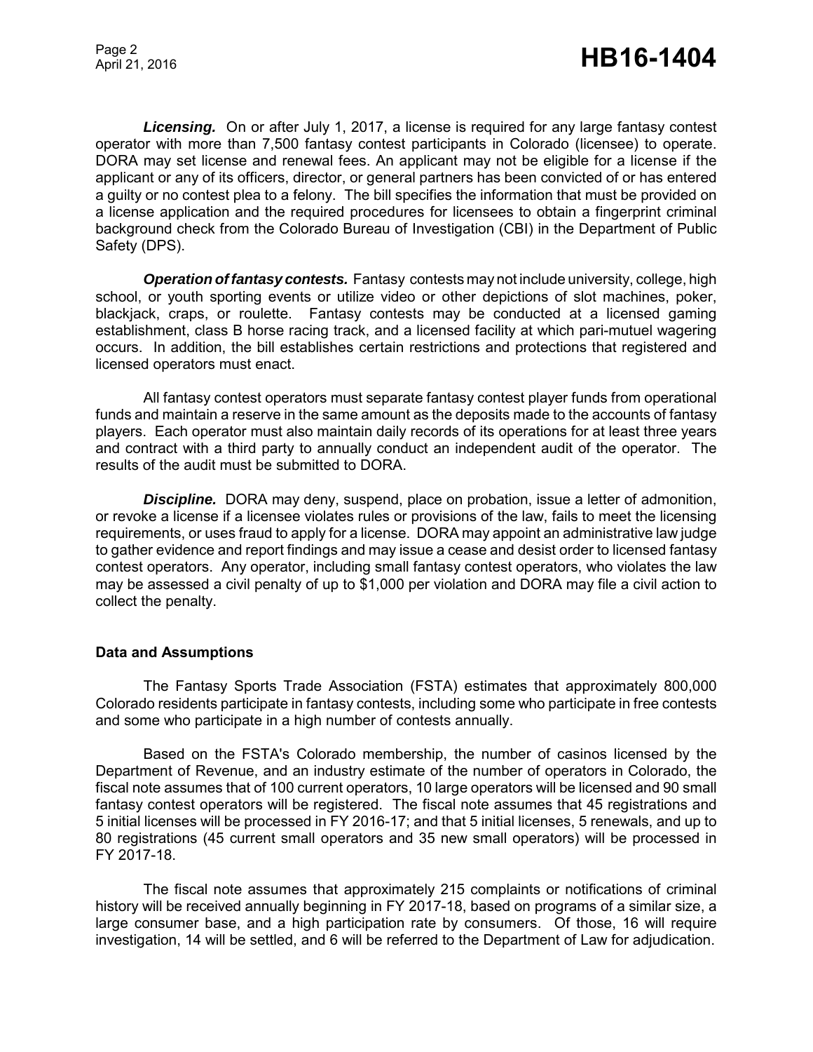***Licensing.*** On or after July 1, 2017, a license is required for any large fantasy contest operator with more than 7,500 fantasy contest participants in Colorado (licensee) to operate. DORA may set license and renewal fees. An applicant may not be eligible for a license if the applicant or any of its officers, director, or general partners has been convicted of or has entered a guilty or no contest plea to a felony. The bill specifies the information that must be provided on a license application and the required procedures for licensees to obtain a fingerprint criminal background check from the Colorado Bureau of Investigation (CBI) in the Department of Public Safety (DPS).

***Operation of fantasy contests.*** Fantasy contests may not include university, college, high school, or youth sporting events or utilize video or other depictions of slot machines, poker, blackjack, craps, or roulette. Fantasy contests may be conducted at a licensed gaming establishment, class B horse racing track, and a licensed facility at which pari-mutuel wagering occurs. In addition, the bill establishes certain restrictions and protections that registered and licensed operators must enact.

All fantasy contest operators must separate fantasy contest player funds from operational funds and maintain a reserve in the same amount as the deposits made to the accounts of fantasy players. Each operator must also maintain daily records of its operations for at least three years and contract with a third party to annually conduct an independent audit of the operator. The results of the audit must be submitted to DORA.

***Discipline.*** DORA may deny, suspend, place on probation, issue a letter of admonition, or revoke a license if a licensee violates rules or provisions of the law, fails to meet the licensing requirements, or uses fraud to apply for a license. DORA may appoint an administrative law judge to gather evidence and report findings and may issue a cease and desist order to licensed fantasy contest operators. Any operator, including small fantasy contest operators, who violates the law may be assessed a civil penalty of up to $1,000 per violation and DORA may file a civil action to collect the penalty.

**Data and Assumptions**

The Fantasy Sports Trade Association (FSTA) estimates that approximately 800,000 Colorado residents participate in fantasy contests, including some who participate in free contests and some who participate in a high number of contests annually.

Based on the FSTA's Colorado membership, the number of casinos licensed by the Department of Revenue, and an industry estimate of the number of operators in Colorado, the fiscal note assumes that of 100 current operators, 10 large operators will be licensed and 90 small fantasy contest operators will be registered. The fiscal note assumes that 45 registrations and 5 initial licenses will be processed in FY 2016-17; and that 5 initial licenses, 5 renewals, and up to 80 registrations (45 current small operators and 35 new small operators) will be processed in FY 2017-18.

The fiscal note assumes that approximately 215 complaints or notifications of criminal history will be received annually beginning in FY 2017-18, based on programs of a similar size, a large consumer base, and a high participation rate by consumers. Of those, 16 will require investigation, 14 will be settled, and 6 will be referred to the Department of Law for adjudication.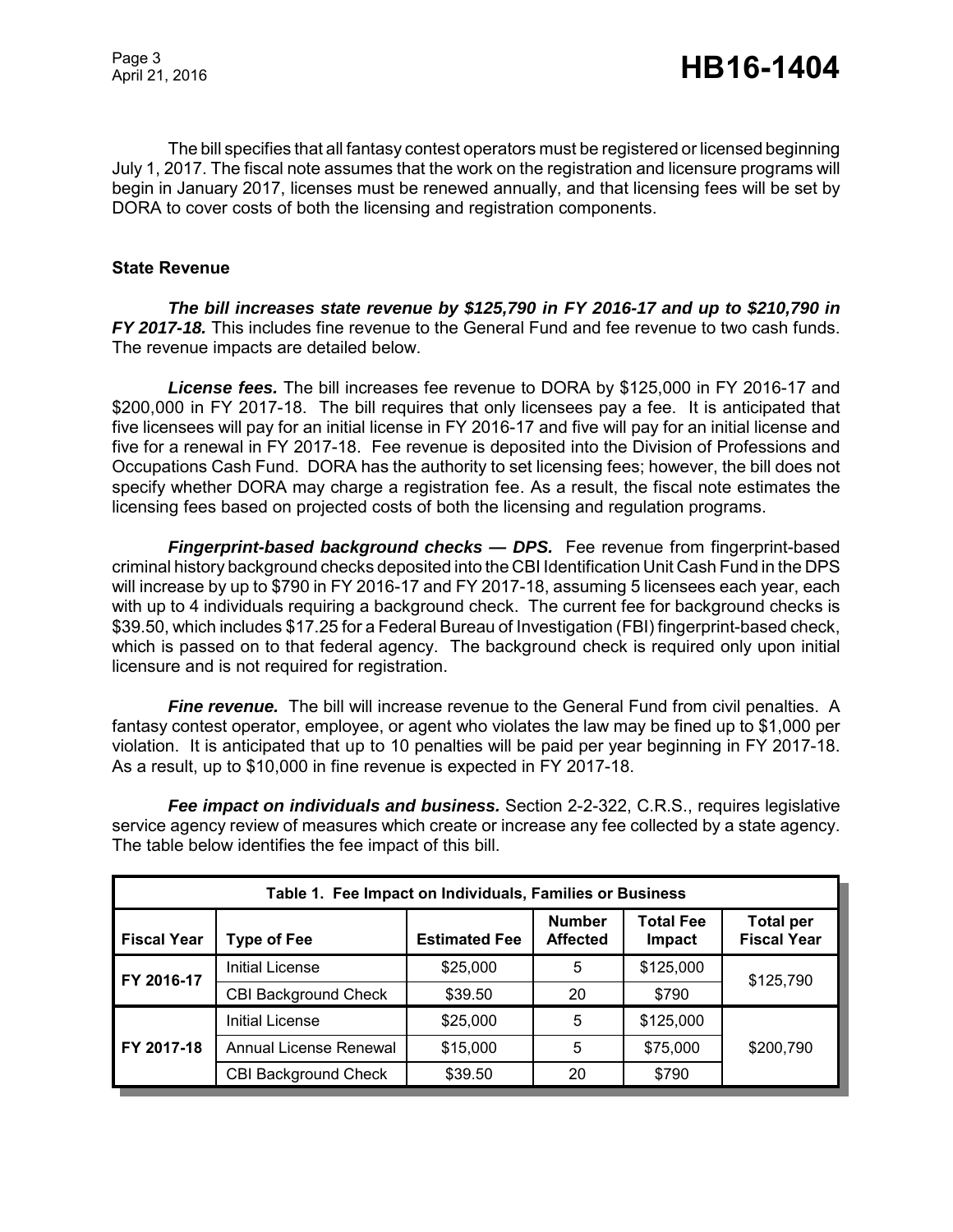The bill specifies that all fantasy contest operators must be registered or licensed beginning July 1, 2017. The fiscal note assumes that the work on the registration and licensure programs will begin in January 2017, licenses must be renewed annually, and that licensing fees will be set by DORA to cover costs of both the licensing and registration components.

## State Revenue

***The bill increases state revenue by $125,790 in FY 2016-17 and up to $210,790 in FY 2017-18.*** This includes fine revenue to the General Fund and fee revenue to two cash funds. The revenue impacts are detailed below.

***License fees.*** The bill increases fee revenue to DORA by $125,000 in FY 2016-17 and $200,000 in FY 2017-18. The bill requires that only licensees pay a fee. It is anticipated that five licensees will pay for an initial license in FY 2016-17 and five will pay for an initial license and five for a renewal in FY 2017-18. Fee revenue is deposited into the Division of Professions and Occupations Cash Fund. DORA has the authority to set licensing fees; however, the bill does not specify whether DORA may charge a registration fee. As a result, the fiscal note estimates the licensing fees based on projected costs of both the licensing and regulation programs.

***Fingerprint-based background checks — DPS.*** Fee revenue from fingerprint-based criminal history background checks deposited into the CBI Identification Unit Cash Fund in the DPS will increase by up to $790 in FY 2016-17 and FY 2017-18, assuming 5 licensees each year, each with up to 4 individuals requiring a background check. The current fee for background checks is $39.50, which includes $17.25 for a Federal Bureau of Investigation (FBI) fingerprint-based check, which is passed on to that federal agency. The background check is required only upon initial licensure and is not required for registration.

***Fine revenue.*** The bill will increase revenue to the General Fund from civil penalties. A fantasy contest operator, employee, or agent who violates the law may be fined up to $1,000 per violation. It is anticipated that up to 10 penalties will be paid per year beginning in FY 2017-18. As a result, up to $10,000 in fine revenue is expected in FY 2017-18.

***Fee impact on individuals and business.*** Section 2-2-322, C.R.S., requires legislative service agency review of measures which create or increase any fee collected by a state agency. The table below identifies the fee impact of this bill.

**Table 1. Fee Impact on Individuals, Families or Business**

| Fiscal Year | Type of Fee | Estimated Fee | Number Affected | Total Fee Impact | Total per Fiscal Year |
|---|---|---|---|---|---|
| FY 2016-17 | Initial License | $25,000 | 5 | $125,000 | $125,790 |
| | CBI Background Check | $39.50 | 20 | $790 | |
| FY 2017-18 | Initial License | $25,000 | 5 | $125,000 | $200,790 |
| | Annual License Renewal | $15,000 | 5 | $75,000 | |
| | CBI Background Check | $39.50 | 20 | $790 | |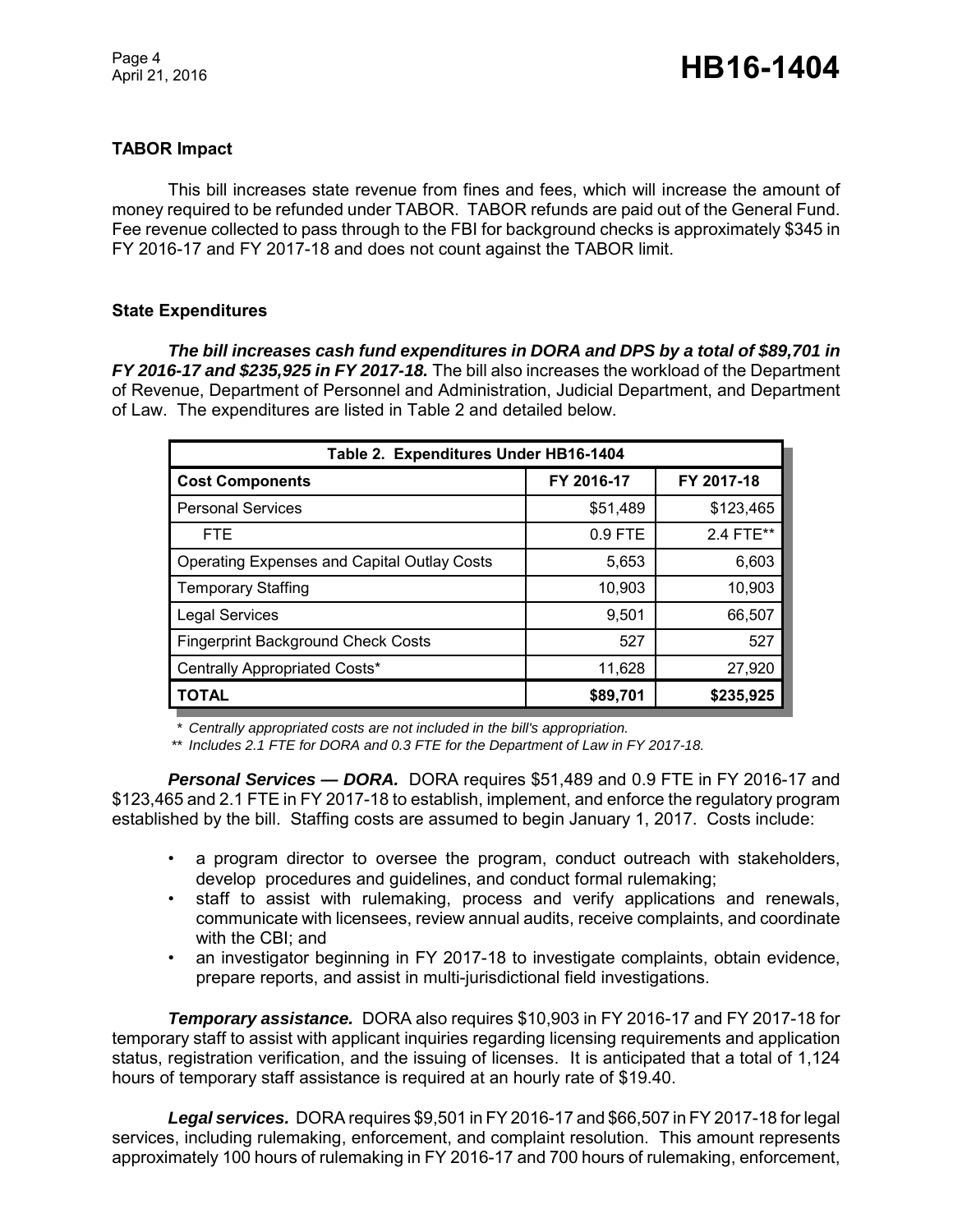### TABOR Impact

This bill increases state revenue from fines and fees, which will increase the amount of money required to be refunded under TABOR. TABOR refunds are paid out of the General Fund. Fee revenue collected to pass through to the FBI for background checks is approximately $345 in FY 2016-17 and FY 2017-18 and does not count against the TABOR limit.

### State Expenditures

***The bill increases cash fund expenditures in DORA and DPS by a total of $89,701 in FY 2016-17 and $235,925 in FY 2017-18.*** The bill also increases the workload of the Department of Revenue, Department of Personnel and Administration, Judicial Department, and Department of Law. The expenditures are listed in Table 2 and detailed below.

| Table 2. Expenditures Under HB16-1404 | | |
|---|---|---|
| **Cost Components** | **FY 2016-17** | **FY 2017-18** |
| Personal Services | $51,489 | $123,465 |
| FTE | 0.9 FTE | 2.4 FTE** |
| Operating Expenses and Capital Outlay Costs | 5,653 | 6,603 |
| Temporary Staffing | 10,903 | 10,903 |
| Legal Services | 9,501 | 66,507 |
| Fingerprint Background Check Costs | 527 | 527 |
| Centrally Appropriated Costs* | 11,628 | 27,920 |
| **TOTAL** | **$89,701** | **$235,925** |

*\* Centrally appropriated costs are not included in the bill's appropriation.*
*\*\* Includes 2.1 FTE for DORA and 0.3 FTE for the Department of Law in FY 2017-18.*

***Personal Services — DORA.*** DORA requires $51,489 and 0.9 FTE in FY 2016-17 and $123,465 and 2.1 FTE in FY 2017-18 to establish, implement, and enforce the regulatory program established by the bill. Staffing costs are assumed to begin January 1, 2017. Costs include:

- a program director to oversee the program, conduct outreach with stakeholders, develop procedures and guidelines, and conduct formal rulemaking;
- staff to assist with rulemaking, process and verify applications and renewals, communicate with licensees, review annual audits, receive complaints, and coordinate with the CBI; and
- an investigator beginning in FY 2017-18 to investigate complaints, obtain evidence, prepare reports, and assist in multi-jurisdictional field investigations.

***Temporary assistance.*** DORA also requires $10,903 in FY 2016-17 and FY 2017-18 for temporary staff to assist with applicant inquiries regarding licensing requirements and application status, registration verification, and the issuing of licenses. It is anticipated that a total of 1,124 hours of temporary staff assistance is required at an hourly rate of $19.40.

***Legal services.*** DORA requires $9,501 in FY 2016-17 and $66,507 in FY 2017-18 for legal services, including rulemaking, enforcement, and complaint resolution. This amount represents approximately 100 hours of rulemaking in FY 2016-17 and 700 hours of rulemaking, enforcement,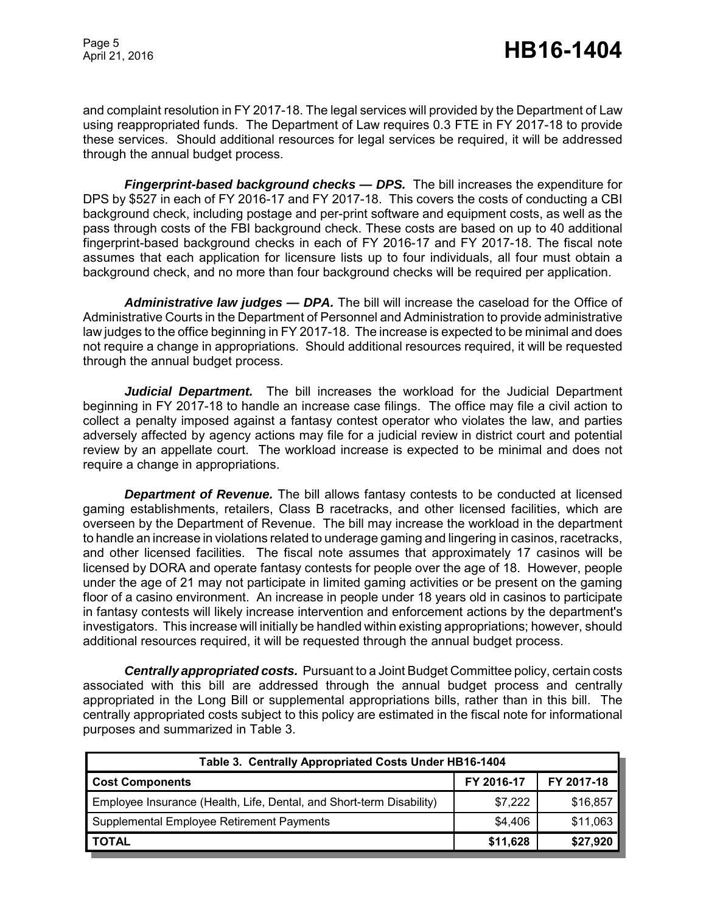and complaint resolution in FY 2017-18. The legal services will provided by the Department of Law using reappropriated funds. The Department of Law requires 0.3 FTE in FY 2017-18 to provide these services. Should additional resources for legal services be required, it will be addressed through the annual budget process.

***Fingerprint-based background checks — DPS.*** The bill increases the expenditure for DPS by $527 in each of FY 2016-17 and FY 2017-18. This covers the costs of conducting a CBI background check, including postage and per-print software and equipment costs, as well as the pass through costs of the FBI background check. These costs are based on up to 40 additional fingerprint-based background checks in each of FY 2016-17 and FY 2017-18. The fiscal note assumes that each application for licensure lists up to four individuals, all four must obtain a background check, and no more than four background checks will be required per application.

***Administrative law judges — DPA.*** The bill will increase the caseload for the Office of Administrative Courts in the Department of Personnel and Administration to provide administrative law judges to the office beginning in FY 2017-18. The increase is expected to be minimal and does not require a change in appropriations. Should additional resources required, it will be requested through the annual budget process.

***Judicial Department.*** The bill increases the workload for the Judicial Department beginning in FY 2017-18 to handle an increase case filings. The office may file a civil action to collect a penalty imposed against a fantasy contest operator who violates the law, and parties adversely affected by agency actions may file for a judicial review in district court and potential review by an appellate court. The workload increase is expected to be minimal and does not require a change in appropriations.

***Department of Revenue.*** The bill allows fantasy contests to be conducted at licensed gaming establishments, retailers, Class B racetracks, and other licensed facilities, which are overseen by the Department of Revenue. The bill may increase the workload in the department to handle an increase in violations related to underage gaming and lingering in casinos, racetracks, and other licensed facilities. The fiscal note assumes that approximately 17 casinos will be licensed by DORA and operate fantasy contests for people over the age of 18. However, people under the age of 21 may not participate in limited gaming activities or be present on the gaming floor of a casino environment. An increase in people under 18 years old in casinos to participate in fantasy contests will likely increase intervention and enforcement actions by the department's investigators. This increase will initially be handled within existing appropriations; however, should additional resources required, it will be requested through the annual budget process.

***Centrally appropriated costs.*** Pursuant to a Joint Budget Committee policy, certain costs associated with this bill are addressed through the annual budget process and centrally appropriated in the Long Bill or supplemental appropriations bills, rather than in this bill. The centrally appropriated costs subject to this policy are estimated in the fiscal note for informational purposes and summarized in Table 3.

| Table 3. Centrally Appropriated Costs Under HB16-1404 | | |
|---|---|---|
| **Cost Components** | **FY 2016-17** | **FY 2017-18** |
| Employee Insurance (Health, Life, Dental, and Short-term Disability) | $7,222 | $16,857 |
| Supplemental Employee Retirement Payments | $4,406 | $11,063 |
| **TOTAL** | **$11,628** | **$27,920** |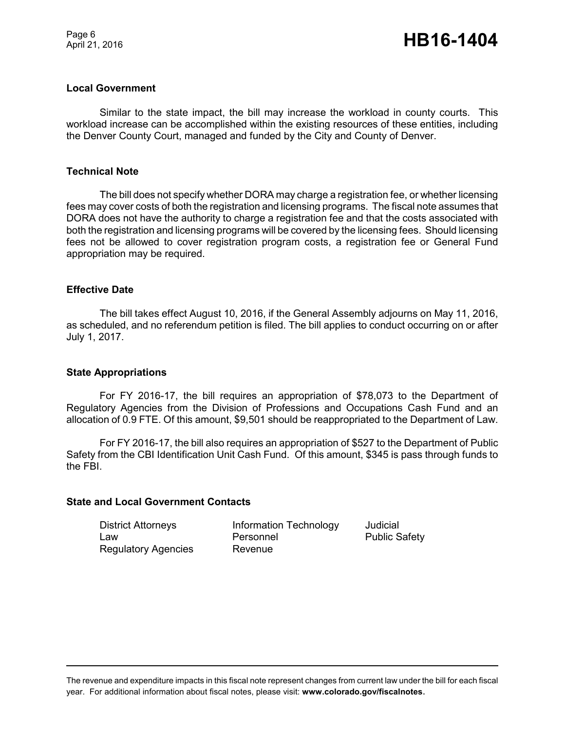### Local Government

Similar to the state impact, the bill may increase the workload in county courts. This workload increase can be accomplished within the existing resources of these entities, including the Denver County Court, managed and funded by the City and County of Denver.

### Technical Note

The bill does not specify whether DORA may charge a registration fee, or whether licensing fees may cover costs of both the registration and licensing programs. The fiscal note assumes that DORA does not have the authority to charge a registration fee and that the costs associated with both the registration and licensing programs will be covered by the licensing fees. Should licensing fees not be allowed to cover registration program costs, a registration fee or General Fund appropriation may be required.

### Effective Date

The bill takes effect August 10, 2016, if the General Assembly adjourns on May 11, 2016, as scheduled, and no referendum petition is filed. The bill applies to conduct occurring on or after July 1, 2017.

### State Appropriations

For FY 2016-17, the bill requires an appropriation of $78,073 to the Department of Regulatory Agencies from the Division of Professions and Occupations Cash Fund and an allocation of 0.9 FTE. Of this amount, $9,501 should be reappropriated to the Department of Law.

For FY 2016-17, the bill also requires an appropriation of $527 to the Department of Public Safety from the CBI Identification Unit Cash Fund. Of this amount, $345 is pass through funds to the FBI.

### State and Local Government Contacts

| | | |
|---|---|---|
| District Attorneys | Information Technology | Judicial |
| Law | Personnel | Public Safety |
| Regulatory Agencies | Revenue | |

The revenue and expenditure impacts in this fiscal note represent changes from current law under the bill for each fiscal year. For additional information about fiscal notes, please visit: **www.colorado.gov/fiscalnotes.**